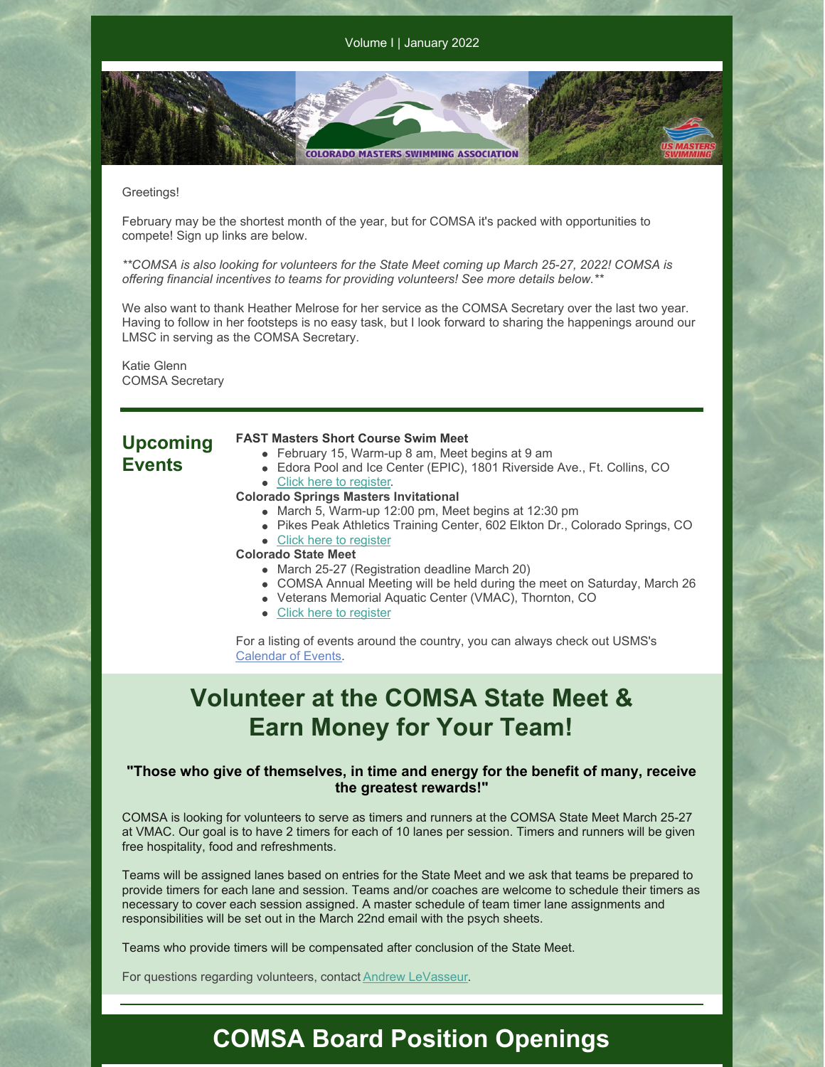Volume I | January 2022

Greetings!

February may be the shortest month of the year, but for COMSA it's packed with opportunities to compete! Sign up links are below.

*\*\*COMSA is also looking for volunteers for the State Meet coming up March 25-27, 2022! COMSA is offering financial incentives to teams for providing volunteers! See more details below.\*\**

We also want to thank Heather Melrose for her service as the COMSA Secretary over the last two year. Having to follow in her footsteps is no easy task, but I look forward to sharing the happenings around our LMSC in serving as the COMSA Secretary.

Katie Glenn
COMSA Secretary

## Upcoming Events

**FAST Masters Short Course Swim Meet**

- February 15, Warm-up 8 am, Meet begins at 9 am
- Edora Pool and Ice Center (EPIC), 1801 Riverside Ave., Ft. Collins, CO
- Click here to register.

**Colorado Springs Masters Invitational**

- March 5, Warm-up 12:00 pm, Meet begins at 12:30 pm
- Pikes Peak Athletics Training Center, 602 Elkton Dr., Colorado Springs, CO
- Click here to register

**Colorado State Meet**

- March 25-27 (Registration deadline March 20)
- COMSA Annual Meeting will be held during the meet on Saturday, March 26
- Veterans Memorial Aquatic Center (VMAC), Thornton, CO
- Click here to register

For a listing of events around the country, you can always check out USMS's Calendar of Events.

# Volunteer at the COMSA State Meet & Earn Money for Your Team!

**"Those who give of themselves, in time and energy for the benefit of many, receive the greatest rewards!"**

COMSA is looking for volunteers to serve as timers and runners at the COMSA State Meet March 25-27 at VMAC. Our goal is to have 2 timers for each of 10 lanes per session. Timers and runners will be given free hospitality, food and refreshments.

Teams will be assigned lanes based on entries for the State Meet and we ask that teams be prepared to provide timers for each lane and session. Teams and/or coaches are welcome to schedule their timers as necessary to cover each session assigned. A master schedule of team timer lane assignments and responsibilities will be set out in the March 22nd email with the psych sheets.

Teams who provide timers will be compensated after conclusion of the State Meet.

For questions regarding volunteers, contact Andrew LeVasseur.

# COMSA Board Position Openings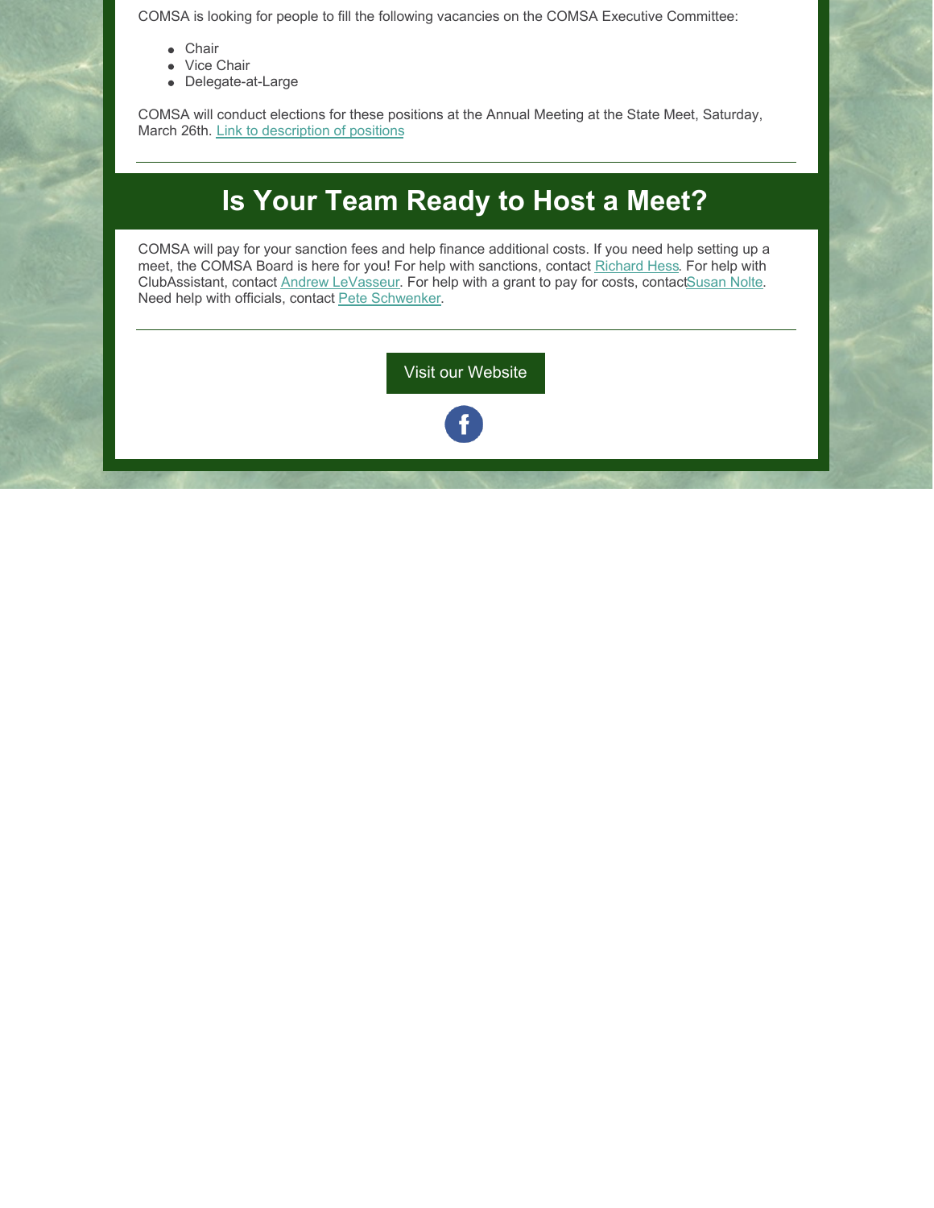COMSA is looking for people to fill the following vacancies on the COMSA Executive Committee:

- Chair
- Vice Chair
- Delegate-at-Large

COMSA will conduct elections for these positions at the Annual Meeting at the State Meet, Saturday, March 26th. Link to description of positions

---

# Is Your Team Ready to Host a Meet?

COMSA will pay for your sanction fees and help finance additional costs. If you need help setting up a meet, the COMSA Board is here for you! For help with sanctions, contact Richard Hess. For help with ClubAssistant, contact Andrew LeVasseur. For help with a grant to pay for costs, contactSusan Nolte. Need help with officials, contact Pete Schwenker.

---

Visit our Website